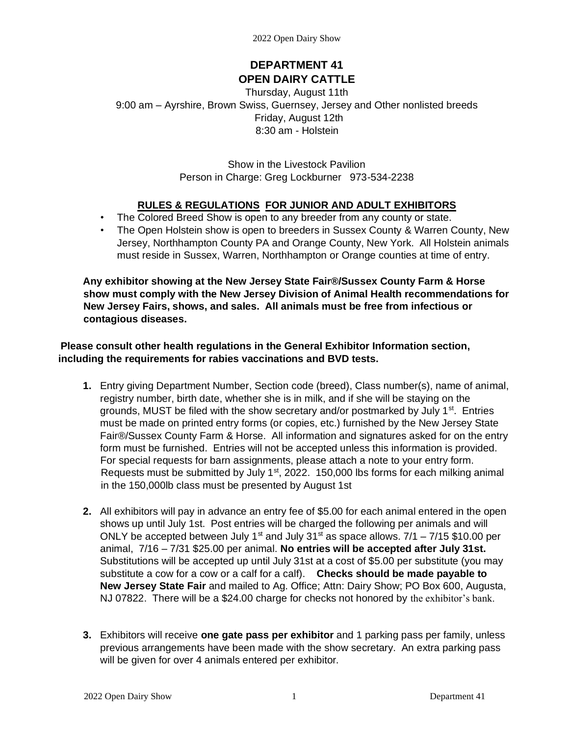# DEPARTMENT 41
# OPEN DAIRY CATTLE

Thursday, August 11th
9:00 am – Ayrshire, Brown Swiss, Guernsey, Jersey and Other nonlisted breeds
Friday, August 12th
8:30 am - Holstein

Show in the Livestock Pavilion
Person in Charge: Greg Lockburner 973-534-2238

## RULES & REGULATIONS FOR JUNIOR AND ADULT EXHIBITORS

- The Colored Breed Show is open to any breeder from any county or state.
- The Open Holstein show is open to breeders in Sussex County & Warren County, New Jersey, Northhampton County PA and Orange County, New York. All Holstein animals must reside in Sussex, Warren, Northhampton or Orange counties at time of entry.

**Any exhibitor showing at the New Jersey State Fair®/Sussex County Farm & Horse show must comply with the New Jersey Division of Animal Health recommendations for New Jersey Fairs, shows, and sales. All animals must be free from infectious or contagious diseases.**

**Please consult other health regulations in the General Exhibitor Information section, including the requirements for rabies vaccinations and BVD tests.**

1. Entry giving Department Number, Section code (breed), Class number(s), name of animal, registry number, birth date, whether she is in milk, and if she will be staying on the grounds, MUST be filed with the show secretary and/or postmarked by July 1st. Entries must be made on printed entry forms (or copies, etc.) furnished by the New Jersey State Fair®/Sussex County Farm & Horse. All information and signatures asked for on the entry form must be furnished. Entries will not be accepted unless this information is provided. For special requests for barn assignments, please attach a note to your entry form. Requests must be submitted by July 1st, 2022. 150,000 lbs forms for each milking animal in the 150,000lb class must be presented by August 1st

2. All exhibitors will pay in advance an entry fee of $5.00 for each animal entered in the open shows up until July 1st. Post entries will be charged the following per animals and will ONLY be accepted between July 1st and July 31st as space allows. 7/1 – 7/15 $10.00 per animal, 7/16 – 7/31 $25.00 per animal. **No entries will be accepted after July 31st.** Substitutions will be accepted up until July 31st at a cost of $5.00 per substitute (you may substitute a cow for a cow or a calf for a calf). **Checks should be made payable to New Jersey State Fair** and mailed to Ag. Office; Attn: Dairy Show; PO Box 600, Augusta, NJ 07822. There will be a $24.00 charge for checks not honored by the exhibitor's bank.

3. Exhibitors will receive **one gate pass per exhibitor** and 1 parking pass per family, unless previous arrangements have been made with the show secretary. An extra parking pass will be given for over 4 animals entered per exhibitor.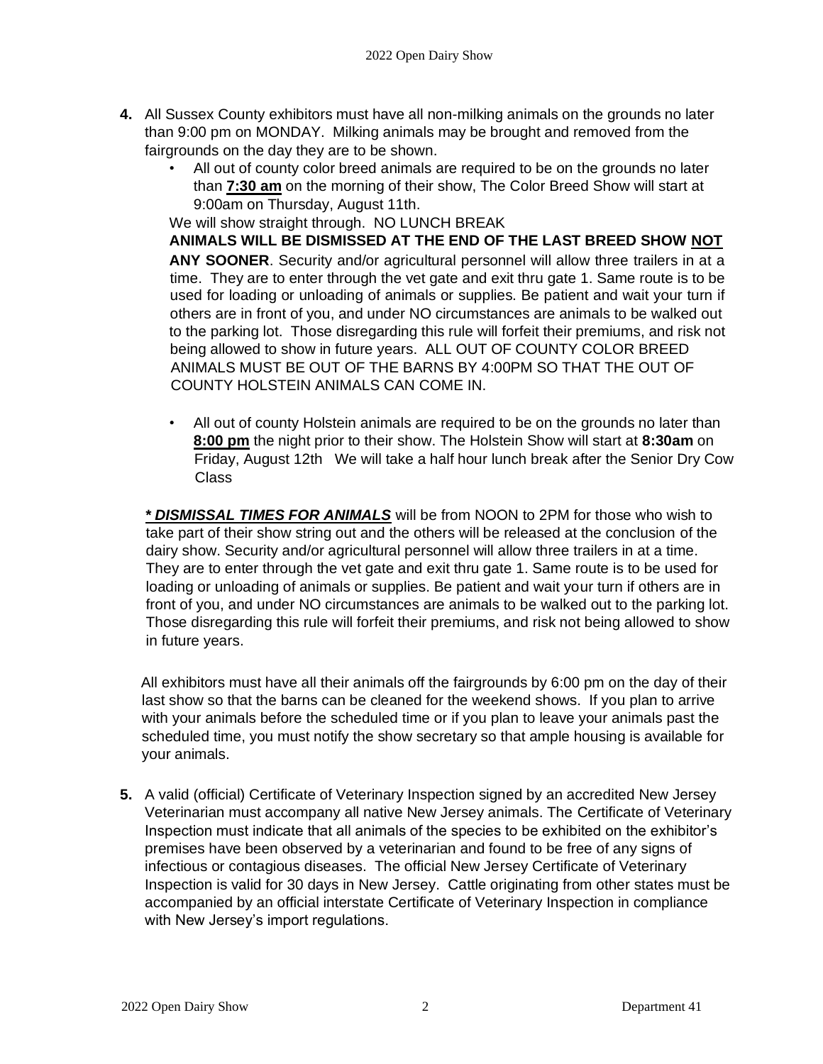**4.** All Sussex County exhibitors must have all non-milking animals on the grounds no later than 9:00 pm on MONDAY. Milking animals may be brought and removed from the fairgrounds on the day they are to be shown.

- All out of county color breed animals are required to be on the grounds no later than **7:30 am** on the morning of their show, The Color Breed Show will start at 9:00am on Thursday, August 11th.

We will show straight through. NO LUNCH BREAK

**ANIMALS WILL BE DISMISSED AT THE END OF THE LAST BREED SHOW NOT ANY SOONER**. Security and/or agricultural personnel will allow three trailers in at a time. They are to enter through the vet gate and exit thru gate 1. Same route is to be used for loading or unloading of animals or supplies. Be patient and wait your turn if others are in front of you, and under NO circumstances are animals to be walked out to the parking lot. Those disregarding this rule will forfeit their premiums, and risk not being allowed to show in future years. ALL OUT OF COUNTY COLOR BREED ANIMALS MUST BE OUT OF THE BARNS BY 4:00PM SO THAT THE OUT OF COUNTY HOLSTEIN ANIMALS CAN COME IN.

- All out of county Holstein animals are required to be on the grounds no later than **8:00 pm** the night prior to their show. The Holstein Show will start at **8:30am** on Friday, August 12th We will take a half hour lunch break after the Senior Dry Cow Class

***\* DISMISSAL TIMES FOR ANIMALS*** will be from NOON to 2PM for those who wish to take part of their show string out and the others will be released at the conclusion of the dairy show. Security and/or agricultural personnel will allow three trailers in at a time. They are to enter through the vet gate and exit thru gate 1. Same route is to be used for loading or unloading of animals or supplies. Be patient and wait your turn if others are in front of you, and under NO circumstances are animals to be walked out to the parking lot. Those disregarding this rule will forfeit their premiums, and risk not being allowed to show in future years.

All exhibitors must have all their animals off the fairgrounds by 6:00 pm on the day of their last show so that the barns can be cleaned for the weekend shows. If you plan to arrive with your animals before the scheduled time or if you plan to leave your animals past the scheduled time, you must notify the show secretary so that ample housing is available for your animals.

**5.** A valid (official) Certificate of Veterinary Inspection signed by an accredited New Jersey Veterinarian must accompany all native New Jersey animals. The Certificate of Veterinary Inspection must indicate that all animals of the species to be exhibited on the exhibitor's premises have been observed by a veterinarian and found to be free of any signs of infectious or contagious diseases. The official New Jersey Certificate of Veterinary Inspection is valid for 30 days in New Jersey. Cattle originating from other states must be accompanied by an official interstate Certificate of Veterinary Inspection in compliance with New Jersey's import regulations.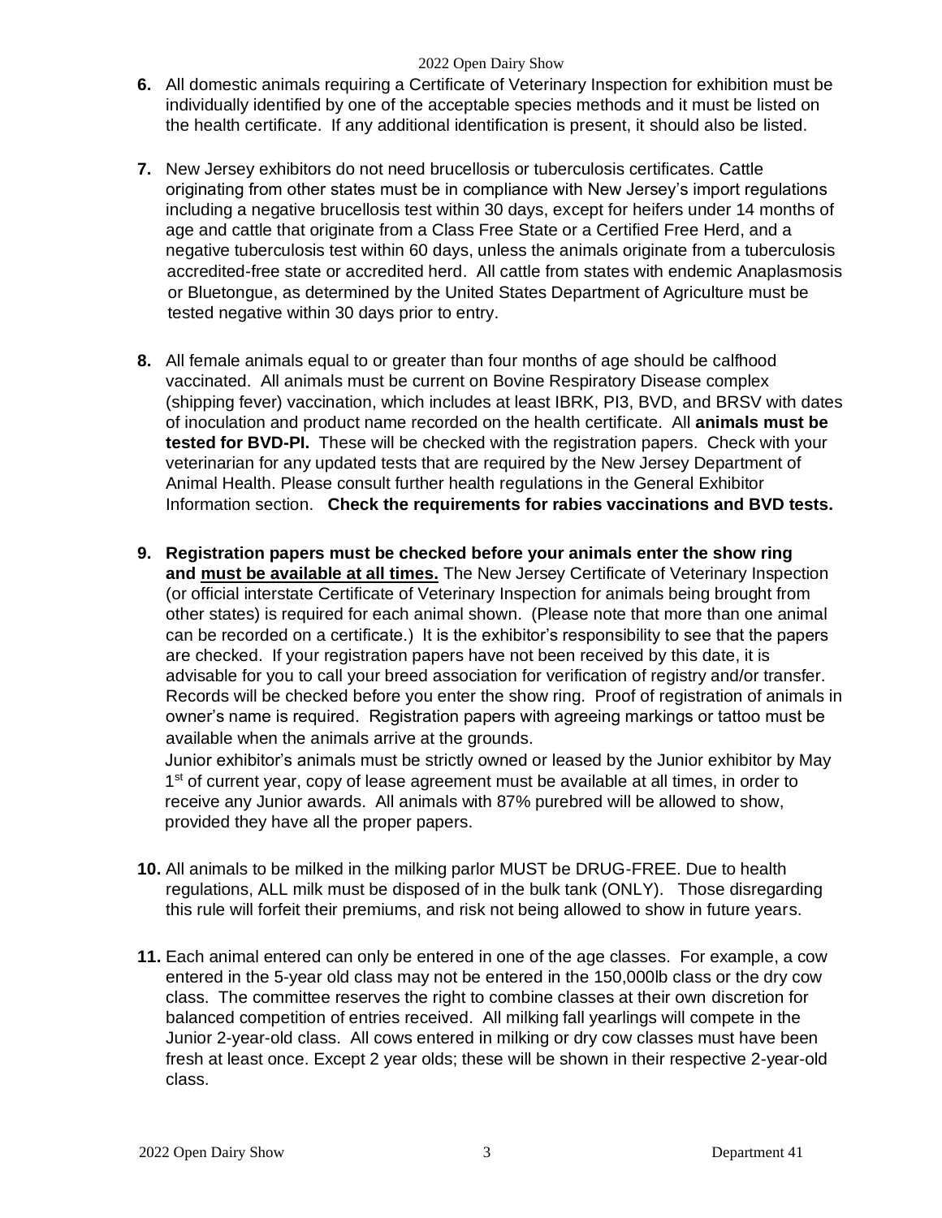6. All domestic animals requiring a Certificate of Veterinary Inspection for exhibition must be individually identified by one of the acceptable species methods and it must be listed on the health certificate. If any additional identification is present, it should also be listed.

7. New Jersey exhibitors do not need brucellosis or tuberculosis certificates. Cattle originating from other states must be in compliance with New Jersey's import regulations including a negative brucellosis test within 30 days, except for heifers under 14 months of age and cattle that originate from a Class Free State or a Certified Free Herd, and a negative tuberculosis test within 60 days, unless the animals originate from a tuberculosis accredited-free state or accredited herd. All cattle from states with endemic Anaplasmosis or Bluetongue, as determined by the United States Department of Agriculture must be tested negative within 30 days prior to entry.

8. All female animals equal to or greater than four months of age should be calfhood vaccinated. All animals must be current on Bovine Respiratory Disease complex (shipping fever) vaccination, which includes at least IBRK, PI3, BVD, and BRSV with dates of inoculation and product name recorded on the health certificate. All **animals must be tested for BVD-PI.** These will be checked with the registration papers. Check with your veterinarian for any updated tests that are required by the New Jersey Department of Animal Health. Please consult further health regulations in the General Exhibitor Information section. **Check the requirements for rabies vaccinations and BVD tests.**

9. **Registration papers must be checked before your animals enter the show ring and <u>must be available at all times.</u>** The New Jersey Certificate of Veterinary Inspection (or official interstate Certificate of Veterinary Inspection for animals being brought from other states) is required for each animal shown. (Please note that more than one animal can be recorded on a certificate.) It is the exhibitor's responsibility to see that the papers are checked. If your registration papers have not been received by this date, it is advisable for you to call your breed association for verification of registry and/or transfer. Records will be checked before you enter the show ring. Proof of registration of animals in owner's name is required. Registration papers with agreeing markings or tattoo must be available when the animals arrive at the grounds.

   Junior exhibitor's animals must be strictly owned or leased by the Junior exhibitor by May 1st of current year, copy of lease agreement must be available at all times, in order to receive any Junior awards. All animals with 87% purebred will be allowed to show, provided they have all the proper papers.

10. All animals to be milked in the milking parlor MUST be DRUG-FREE. Due to health regulations, ALL milk must be disposed of in the bulk tank (ONLY). Those disregarding this rule will forfeit their premiums, and risk not being allowed to show in future years.

11. Each animal entered can only be entered in one of the age classes. For example, a cow entered in the 5-year old class may not be entered in the 150,000lb class or the dry cow class. The committee reserves the right to combine classes at their own discretion for balanced competition of entries received. All milking fall yearlings will compete in the Junior 2-year-old class. All cows entered in milking or dry cow classes must have been fresh at least once. Except 2 year olds; these will be shown in their respective 2-year-old class.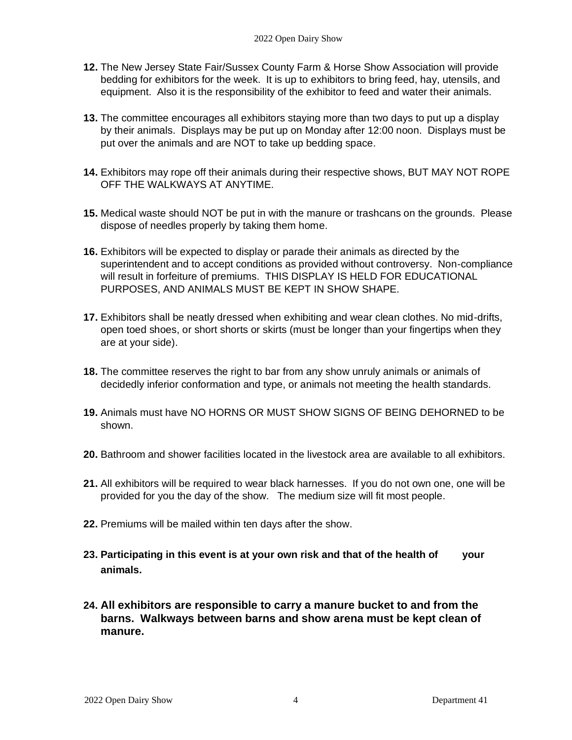**12.** The New Jersey State Fair/Sussex County Farm & Horse Show Association will provide bedding for exhibitors for the week. It is up to exhibitors to bring feed, hay, utensils, and equipment. Also it is the responsibility of the exhibitor to feed and water their animals.

**13.** The committee encourages all exhibitors staying more than two days to put up a display by their animals. Displays may be put up on Monday after 12:00 noon. Displays must be put over the animals and are NOT to take up bedding space.

**14.** Exhibitors may rope off their animals during their respective shows, BUT MAY NOT ROPE OFF THE WALKWAYS AT ANYTIME.

**15.** Medical waste should NOT be put in with the manure or trashcans on the grounds. Please dispose of needles properly by taking them home.

**16.** Exhibitors will be expected to display or parade their animals as directed by the superintendent and to accept conditions as provided without controversy. Non-compliance will result in forfeiture of premiums. THIS DISPLAY IS HELD FOR EDUCATIONAL PURPOSES, AND ANIMALS MUST BE KEPT IN SHOW SHAPE.

**17.** Exhibitors shall be neatly dressed when exhibiting and wear clean clothes. No mid-drifts, open toed shoes, or short shorts or skirts (must be longer than your fingertips when they are at your side).

**18.** The committee reserves the right to bar from any show unruly animals or animals of decidedly inferior conformation and type, or animals not meeting the health standards.

**19.** Animals must have NO HORNS OR MUST SHOW SIGNS OF BEING DEHORNED to be shown.

**20.** Bathroom and shower facilities located in the livestock area are available to all exhibitors.

**21.** All exhibitors will be required to wear black harnesses. If you do not own one, one will be provided for you the day of the show. The medium size will fit most people.

**22.** Premiums will be mailed within ten days after the show.

**23. Participating in this event is at your own risk and that of the health of your animals.**

**24. All exhibitors are responsible to carry a manure bucket to and from the barns. Walkways between barns and show arena must be kept clean of manure.**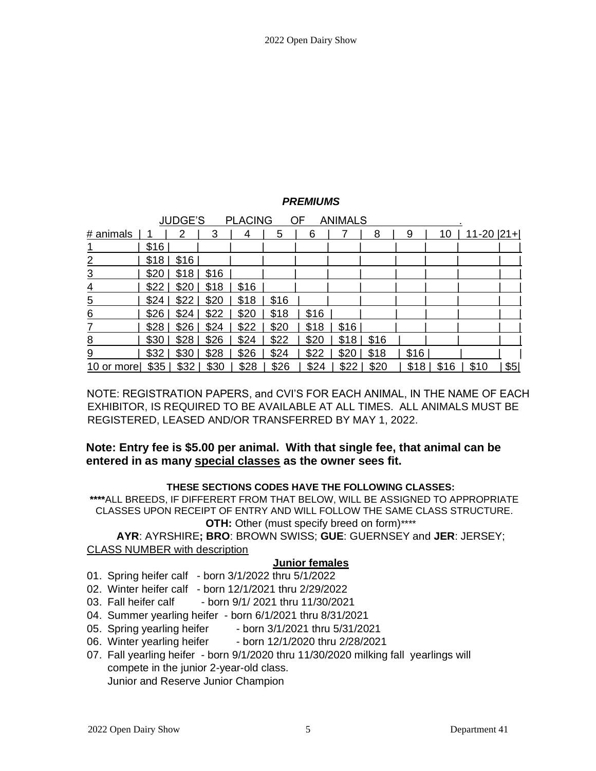### *PREMIUMS*

| # animals | 1 | 2 | 3 | 4 | 5 | 6 | 7 | 8 | 9 | 10 | 11-20 | 21+ |
|---|---|---|---|---|---|---|---|---|---|---|---|---|
| | JUDGE'S PLACING OF ANIMALS | | | | | | | | | | | |
| 1 | $16 | | | | | | | | | | | |
| 2 | $18 | $16 | | | | | | | | | | |
| 3 | $20 | $18 | $16 | | | | | | | | | |
| 4 | $22 | $20 | $18 | $16 | | | | | | | | |
| 5 | $24 | $22 | $20 | $18 | $16 | | | | | | | |
| 6 | $26 | $24 | $22 | $20 | $18 | $16 | | | | | | |
| 7 | $28 | $26 | $24 | $22 | $20 | $18 | $16 | | | | | |
| 8 | $30 | $28 | $26 | $24 | $22 | $20 | $18 | $16 | | | | |
| 9 | $32 | $30 | $28 | $26 | $24 | $22 | $20 | $18 | $16 | | | |
| 10 or more | $35 | $32 | $30 | $28 | $26 | $24 | $22 | $20 | $18 | $16 | $10 | $5 |

NOTE: REGISTRATION PAPERS, and CVI'S FOR EACH ANIMAL, IN THE NAME OF EACH EXHIBITOR, IS REQUIRED TO BE AVAILABLE AT ALL TIMES. ALL ANIMALS MUST BE REGISTERED, LEASED AND/OR TRANSFERRED BY MAY 1, 2022.

**Note: Entry fee is $5.00 per animal. With that single fee, that animal can be entered in as many special classes as the owner sees fit.**

**THESE SECTIONS CODES HAVE THE FOLLOWING CLASSES:**

****ALL BREEDS, IF DIFFERERT FROM THAT BELOW, WILL BE ASSIGNED TO APPROPRIATE CLASSES UPON RECEIPT OF ENTRY AND WILL FOLLOW THE SAME CLASS STRUCTURE.
**OTH:** Other (must specify breed on form)****

**AYR**: AYRSHIRE**; BRO**: BROWN SWISS; **GUE**: GUERNSEY and **JER**: JERSEY;

CLASS NUMBER with description

**Junior females**

01. Spring heifer calf - born 3/1/2022 thru 5/1/2022
02. Winter heifer calf - born 12/1/2021 thru 2/29/2022
03. Fall heifer calf - born 9/1/ 2021 thru 11/30/2021
04. Summer yearling heifer - born 6/1/2021 thru 8/31/2021
05. Spring yearling heifer - born 3/1/2021 thru 5/31/2021
06. Winter yearling heifer - born 12/1/2020 thru 2/28/2021
07. Fall yearling heifer - born 9/1/2020 thru 11/30/2020 milking fall yearlings will compete in the junior 2-year-old class.
    Junior and Reserve Junior Champion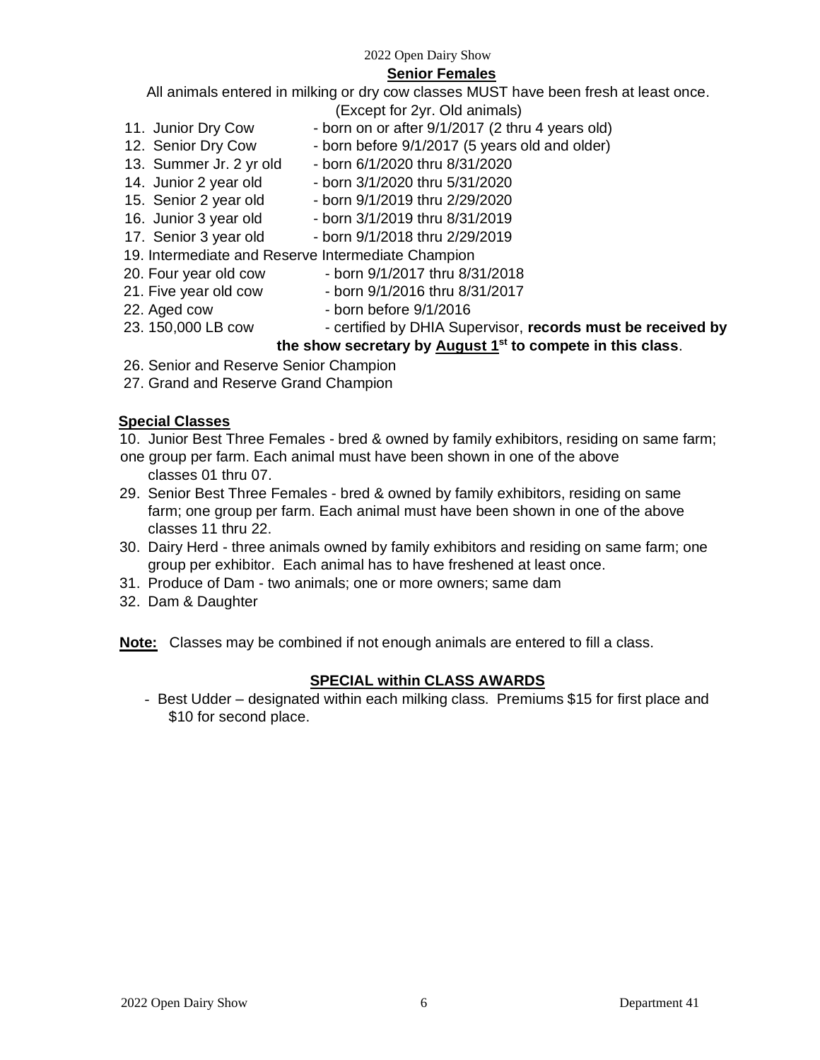2022 Open Dairy Show

## Senior Females

All animals entered in milking or dry cow classes MUST have been fresh at least once. (Except for 2yr. Old animals)

11. Junior Dry Cow - born on or after 9/1/2017 (2 thru 4 years old)
12. Senior Dry Cow - born before 9/1/2017 (5 years old and older)
13. Summer Jr. 2 yr old - born 6/1/2020 thru 8/31/2020
14. Junior 2 year old - born 3/1/2020 thru 5/31/2020
15. Senior 2 year old - born 9/1/2019 thru 2/29/2020
16. Junior 3 year old - born 3/1/2019 thru 8/31/2019
17. Senior 3 year old - born 9/1/2018 thru 2/29/2019
19. Intermediate and Reserve Intermediate Champion
20. Four year old cow - born 9/1/2017 thru 8/31/2018
21. Five year old cow - born 9/1/2016 thru 8/31/2017
22. Aged cow - born before 9/1/2016
23. 150,000 LB cow - certified by DHIA Supervisor, **records must be received by the show secretary by August 1st to compete in this class**.
26. Senior and Reserve Senior Champion
27. Grand and Reserve Grand Champion

## Special Classes

10. Junior Best Three Females - bred & owned by family exhibitors, residing on same farm; one group per farm. Each animal must have been shown in one of the above classes 01 thru 07.
29. Senior Best Three Females - bred & owned by family exhibitors, residing on same farm; one group per farm. Each animal must have been shown in one of the above classes 11 thru 22.
30. Dairy Herd - three animals owned by family exhibitors and residing on same farm; one group per exhibitor. Each animal has to have freshened at least once.
31. Produce of Dam - two animals; one or more owners; same dam
32. Dam & Daughter

**Note:** Classes may be combined if not enough animals are entered to fill a class.

## SPECIAL within CLASS AWARDS

- Best Udder – designated within each milking class. Premiums $15 for first place and $10 for second place.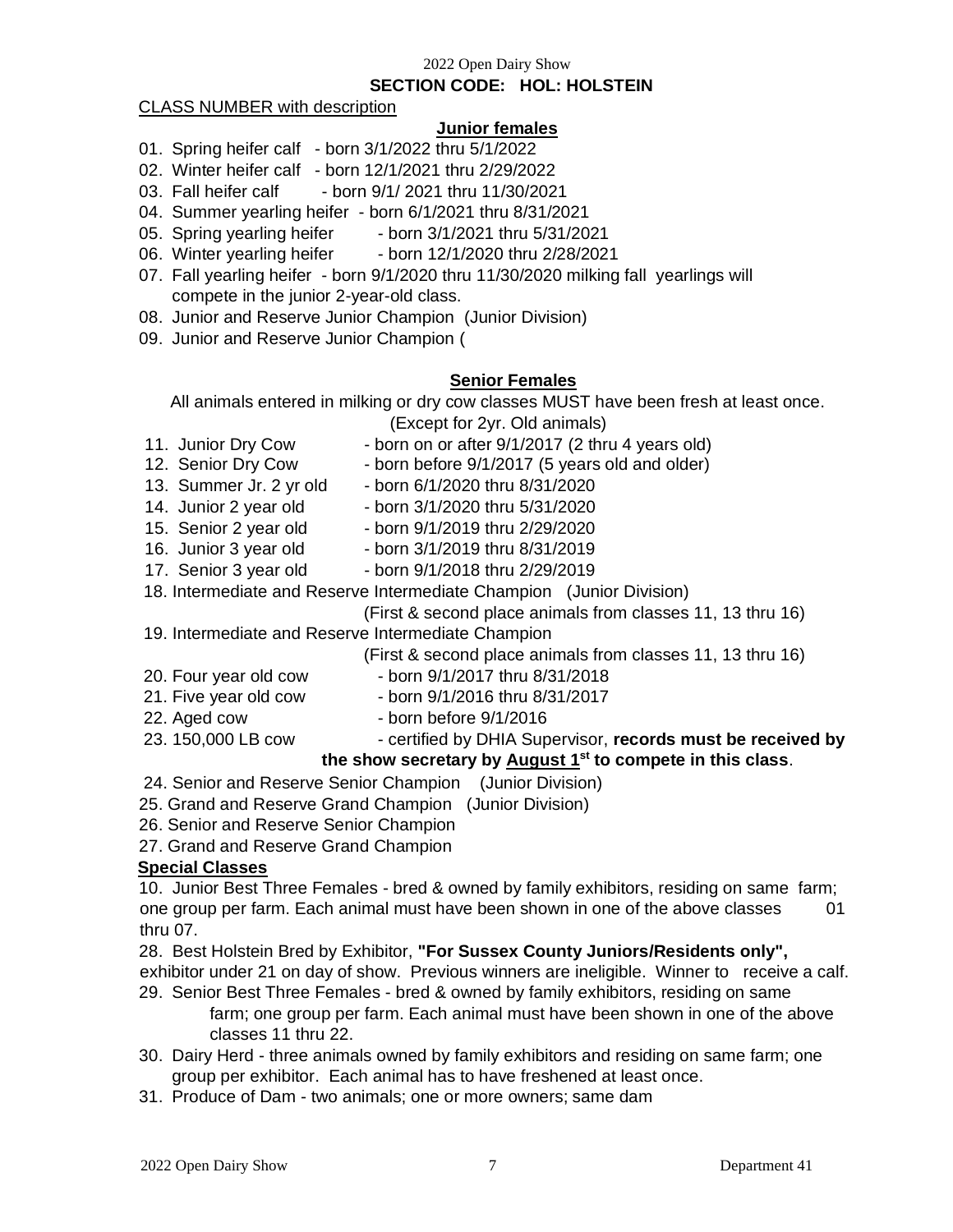2022 Open Dairy Show

## SECTION CODE: HOL: HOLSTEIN

CLASS NUMBER with description

### Junior females

01. Spring heifer calf - born 3/1/2022 thru 5/1/2022
02. Winter heifer calf - born 12/1/2021 thru 2/29/2022
03. Fall heifer calf - born 9/1/ 2021 thru 11/30/2021
04. Summer yearling heifer - born 6/1/2021 thru 8/31/2021
05. Spring yearling heifer - born 3/1/2021 thru 5/31/2021
06. Winter yearling heifer - born 12/1/2020 thru 2/28/2021
07. Fall yearling heifer - born 9/1/2020 thru 11/30/2020 milking fall yearlings will compete in the junior 2-year-old class.
08. Junior and Reserve Junior Champion (Junior Division)
09. Junior and Reserve Junior Champion (

### Senior Females

All animals entered in milking or dry cow classes MUST have been fresh at least once. (Except for 2yr. Old animals)

11. Junior Dry Cow - born on or after 9/1/2017 (2 thru 4 years old)
12. Senior Dry Cow - born before 9/1/2017 (5 years old and older)
13. Summer Jr. 2 yr old - born 6/1/2020 thru 8/31/2020
14. Junior 2 year old - born 3/1/2020 thru 5/31/2020
15. Senior 2 year old - born 9/1/2019 thru 2/29/2020
16. Junior 3 year old - born 3/1/2019 thru 8/31/2019
17. Senior 3 year old - born 9/1/2018 thru 2/29/2019
18. Intermediate and Reserve Intermediate Champion (Junior Division) (First & second place animals from classes 11, 13 thru 16)
19. Intermediate and Reserve Intermediate Champion (First & second place animals from classes 11, 13 thru 16)
20. Four year old cow - born 9/1/2017 thru 8/31/2018
21. Five year old cow - born 9/1/2016 thru 8/31/2017
22. Aged cow - born before 9/1/2016
23. 150,000 LB cow - certified by DHIA Supervisor, **records must be received by the show secretary by August 1st to compete in this class**.
24. Senior and Reserve Senior Champion (Junior Division)
25. Grand and Reserve Grand Champion (Junior Division)
26. Senior and Reserve Senior Champion
27. Grand and Reserve Grand Champion

### Special Classes

10. Junior Best Three Females - bred & owned by family exhibitors, residing on same farm; one group per farm. Each animal must have been shown in one of the above classes 01 thru 07.

28. Best Holstein Bred by Exhibitor, **"For Sussex County Juniors/Residents only",** exhibitor under 21 on day of show. Previous winners are ineligible. Winner to receive a calf.

29. Senior Best Three Females - bred & owned by family exhibitors, residing on same farm; one group per farm. Each animal must have been shown in one of the above classes 11 thru 22.

30. Dairy Herd - three animals owned by family exhibitors and residing on same farm; one group per exhibitor. Each animal has to have freshened at least once.

31. Produce of Dam - two animals; one or more owners; same dam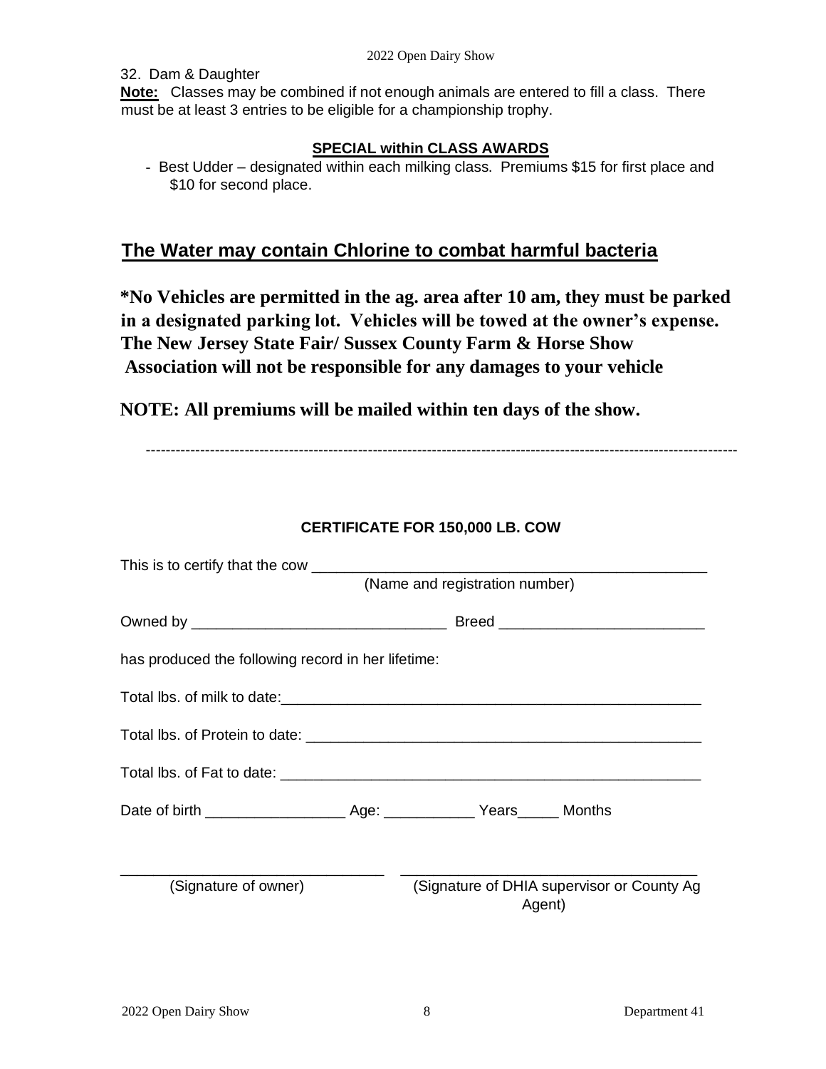32. Dam & Daughter

**Note:** Classes may be combined if not enough animals are entered to fill a class. There must be at least 3 entries to be eligible for a championship trophy.

**SPECIAL within CLASS AWARDS**

- Best Udder – designated within each milking class. Premiums $15 for first place and $10 for second place.

## The Water may contain Chlorine to combat harmful bacteria

**\*No Vehicles are permitted in the ag. area after 10 am, they must be parked in a designated parking lot. Vehicles will be towed at the owner's expense. The New Jersey State Fair/ Sussex County Farm & Horse Show Association will not be responsible for any damages to your vehicle**

**NOTE: All premiums will be mailed within ten days of the show.**

---

**CERTIFICATE FOR 150,000 LB. COW**

This is to certify that the cow ________________________________________________
(Name and registration number)

Owned by ______________________________ Breed ________________________

has produced the following record in her lifetime:

Total lbs. of milk to date:________________________________________________

Total lbs. of Protein to date: ____________________________________________

Total lbs. of Fat to date: ________________________________________________

Date of birth ________________ Age: __________ Years_____ Months

______________________________ ____________________________________
(Signature of owner) (Signature of DHIA supervisor or County Ag Agent)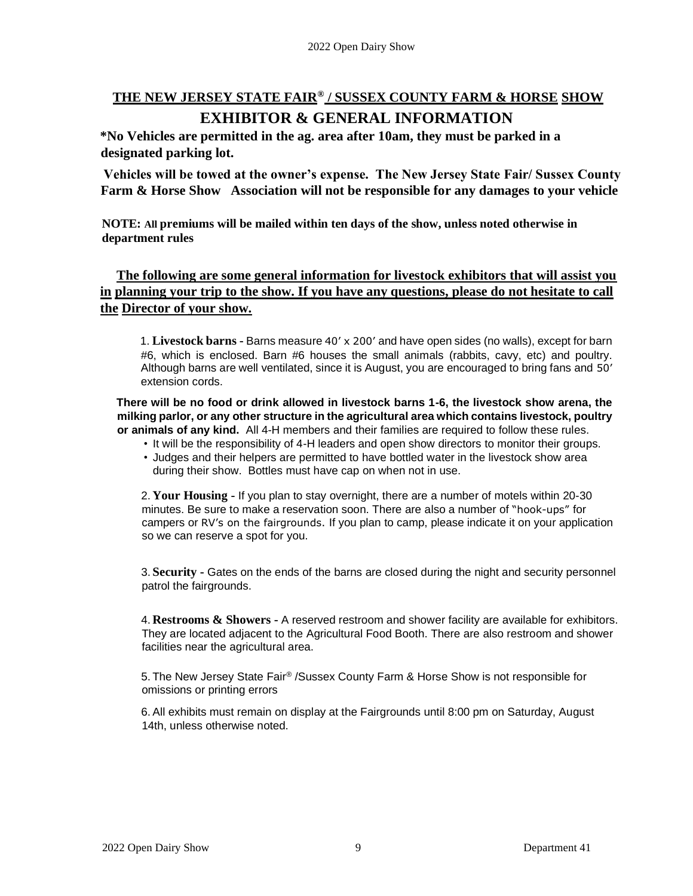## THE NEW JERSEY STATE FAIR® / SUSSEX COUNTY FARM & HORSE SHOW

## EXHIBITOR & GENERAL INFORMATION

**\*No Vehicles are permitted in the ag. area after 10am, they must be parked in a designated parking lot.**

**Vehicles will be towed at the owner's expense. The New Jersey State Fair/ Sussex County Farm & Horse Show Association will not be responsible for any damages to your vehicle**

**NOTE: All premiums will be mailed within ten days of the show, unless noted otherwise in department rules**

**The following are some general information for livestock exhibitors that will assist you in planning your trip to the show. If you have any questions, please do not hesitate to call the Director of your show.**

1. **Livestock barns -** Barns measure 40′ x 200′ and have open sides (no walls), except for barn #6, which is enclosed. Barn #6 houses the small animals (rabbits, cavy, etc) and poultry. Although barns are well ventilated, since it is August, you are encouraged to bring fans and 50′ extension cords.

**There will be no food or drink allowed in livestock barns 1-6, the livestock show arena, the milking parlor, or any other structure in the agricultural area which contains livestock, poultry or animals of any kind.** All 4-H members and their families are required to follow these rules.

- It will be the responsibility of 4-H leaders and open show directors to monitor their groups.
- Judges and their helpers are permitted to have bottled water in the livestock show area during their show. Bottles must have cap on when not in use.

2. **Your Housing -** If you plan to stay overnight, there are a number of motels within 20-30 minutes. Be sure to make a reservation soon. There are also a number of "hook-ups" for campers or RV's on the fairgrounds. If you plan to camp, please indicate it on your application so we can reserve a spot for you.

3. **Security -** Gates on the ends of the barns are closed during the night and security personnel patrol the fairgrounds.

4. **Restrooms & Showers -** A reserved restroom and shower facility are available for exhibitors. They are located adjacent to the Agricultural Food Booth. There are also restroom and shower facilities near the agricultural area.

5. The New Jersey State Fair® /Sussex County Farm & Horse Show is not responsible for omissions or printing errors

6. All exhibits must remain on display at the Fairgrounds until 8:00 pm on Saturday, August 14th, unless otherwise noted.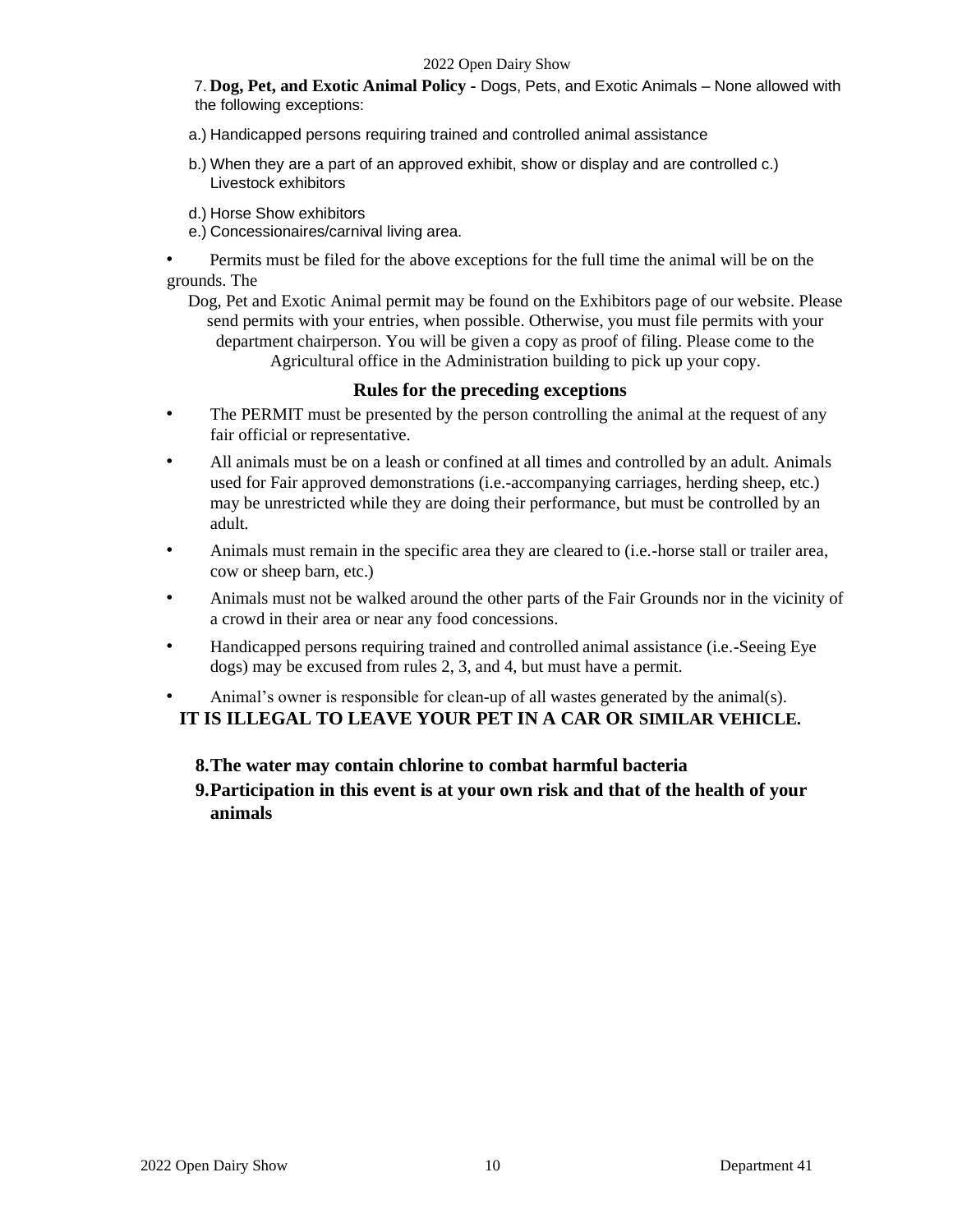7. **Dog, Pet, and Exotic Animal Policy -** Dogs, Pets, and Exotic Animals – None allowed with the following exceptions:

a.) Handicapped persons requiring trained and controlled animal assistance

b.) When they are a part of an approved exhibit, show or display and are controlled

c.) Livestock exhibitors

d.) Horse Show exhibitors

e.) Concessionaires/carnival living area.

- Permits must be filed for the above exceptions for the full time the animal will be on the grounds. The Dog, Pet and Exotic Animal permit may be found on the Exhibitors page of our website. Please send permits with your entries, when possible. Otherwise, you must file permits with your department chairperson. You will be given a copy as proof of filing. Please come to the Agricultural office in the Administration building to pick up your copy.

### Rules for the preceding exceptions

- The PERMIT must be presented by the person controlling the animal at the request of any fair official or representative.
- All animals must be on a leash or confined at all times and controlled by an adult. Animals used for Fair approved demonstrations (i.e.-accompanying carriages, herding sheep, etc.) may be unrestricted while they are doing their performance, but must be controlled by an adult.
- Animals must remain in the specific area they are cleared to (i.e.-horse stall or trailer area, cow or sheep barn, etc.)
- Animals must not be walked around the other parts of the Fair Grounds nor in the vicinity of a crowd in their area or near any food concessions.
- Handicapped persons requiring trained and controlled animal assistance (i.e.-Seeing Eye dogs) may be excused from rules 2, 3, and 4, but must have a permit.
- Animal's owner is responsible for clean-up of all wastes generated by the animal(s).

**IT IS ILLEGAL TO LEAVE YOUR PET IN A CAR OR SIMILAR VEHICLE.**

8. **The water may contain chlorine to combat harmful bacteria**
9. **Participation in this event is at your own risk and that of the health of your animals**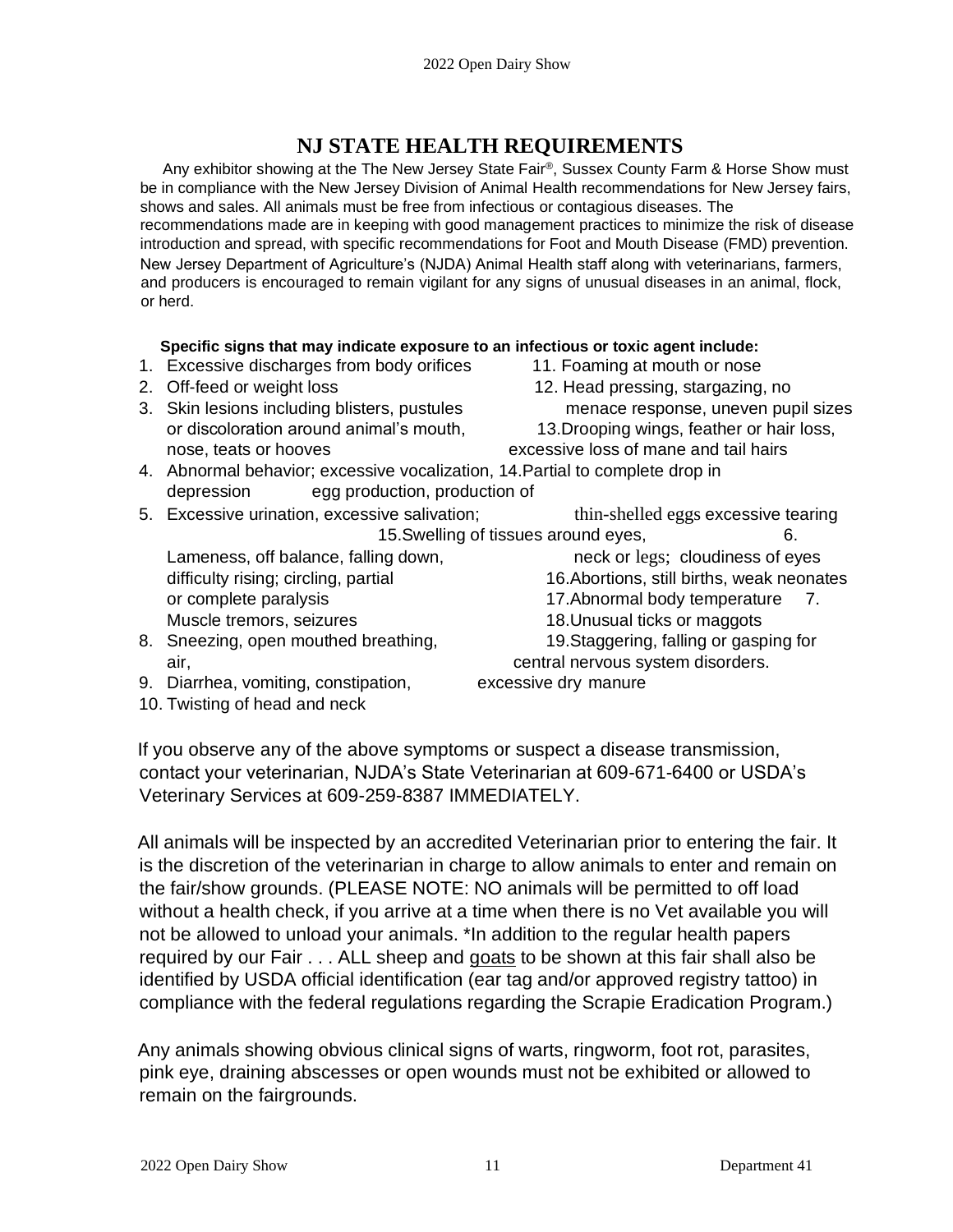# NJ STATE HEALTH REQUIREMENTS

Any exhibitor showing at the The New Jersey State Fair®, Sussex County Farm & Horse Show must be in compliance with the New Jersey Division of Animal Health recommendations for New Jersey fairs, shows and sales. All animals must be free from infectious or contagious diseases. The recommendations made are in keeping with good management practices to minimize the risk of disease introduction and spread, with specific recommendations for Foot and Mouth Disease (FMD) prevention. New Jersey Department of Agriculture's (NJDA) Animal Health staff along with veterinarians, farmers, and producers is encouraged to remain vigilant for any signs of unusual diseases in an animal, flock, or herd.

**Specific signs that may indicate exposure to an infectious or toxic agent include:**

1. Excessive discharges from body orifices
2. Off-feed or weight loss
3. Skin lesions including blisters, pustules or discoloration around animal's mouth, nose, teats or hooves
4. Abnormal behavior; excessive vocalization, depression
5. Excessive urination, excessive salivation; excessive tearing
6. Lameness, off balance, falling down, difficulty rising; circling, partial or complete paralysis
7. Muscle tremors, seizures
8. Sneezing, open mouthed breathing, gasping for air,
9. Diarrhea, vomiting, constipation, excessive dry manure
10. Twisting of head and neck
11. Foaming at mouth or nose
12. Head pressing, stargazing, no menace response, uneven pupil sizes
13. Drooping wings, feather or hair loss, excessive loss of mane and tail hairs
14. Partial to complete drop in egg production, production of thin-shelled eggs
15. Swelling of tissues around eyes, neck or legs; cloudiness of eyes
16. Abortions, still births, weak neonates
17. Abnormal body temperature
18. Unusual ticks or maggots
19. Staggering, falling or central nervous system disorders.

If you observe any of the above symptoms or suspect a disease transmission, contact your veterinarian, NJDA's State Veterinarian at 609-671-6400 or USDA's Veterinary Services at 609-259-8387 IMMEDIATELY.

All animals will be inspected by an accredited Veterinarian prior to entering the fair. It is the discretion of the veterinarian in charge to allow animals to enter and remain on the fair/show grounds. (PLEASE NOTE: NO animals will be permitted to off load without a health check, if you arrive at a time when there is no Vet available you will not be allowed to unload your animals. *In addition to the regular health papers required by our Fair . . . ALL sheep and goats to be shown at this fair shall also be identified by USDA official identification (ear tag and/or approved registry tattoo) in compliance with the federal regulations regarding the Scrapie Eradication Program.)

Any animals showing obvious clinical signs of warts, ringworm, foot rot, parasites, pink eye, draining abscesses or open wounds must not be exhibited or allowed to remain on the fairgrounds.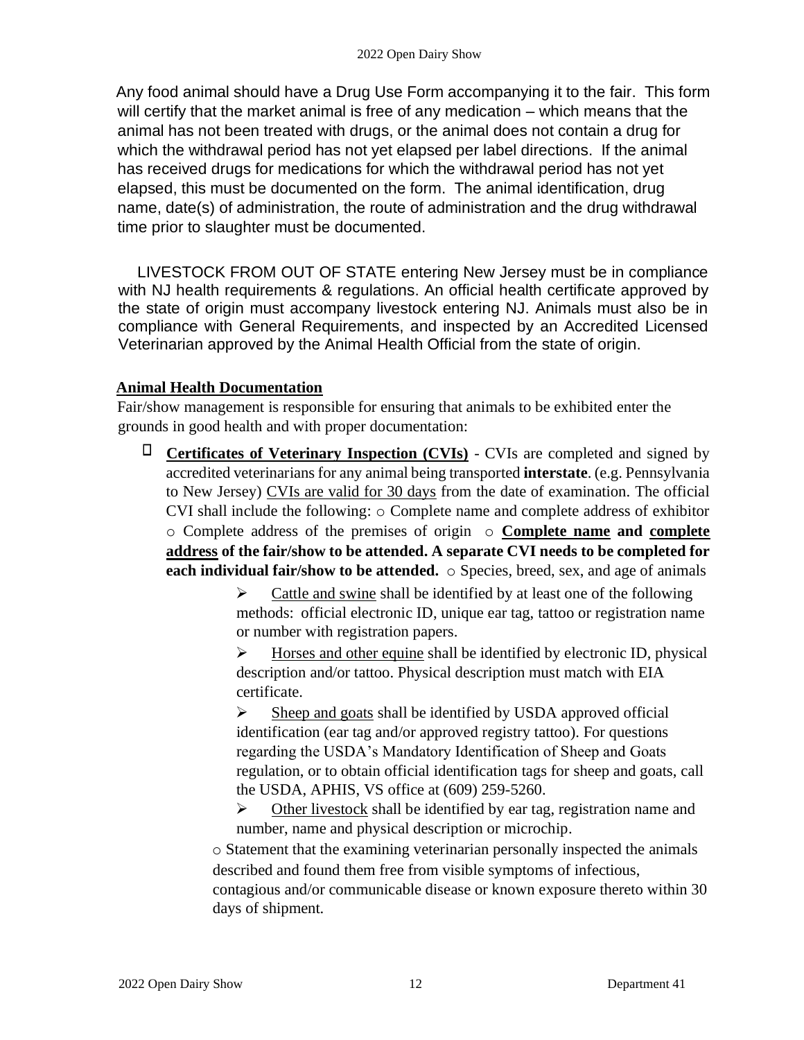Any food animal should have a Drug Use Form accompanying it to the fair. This form will certify that the market animal is free of any medication – which means that the animal has not been treated with drugs, or the animal does not contain a drug for which the withdrawal period has not yet elapsed per label directions. If the animal has received drugs for medications for which the withdrawal period has not yet elapsed, this must be documented on the form. The animal identification, drug name, date(s) of administration, the route of administration and the drug withdrawal time prior to slaughter must be documented.

LIVESTOCK FROM OUT OF STATE entering New Jersey must be in compliance with NJ health requirements & regulations. An official health certificate approved by the state of origin must accompany livestock entering NJ. Animals must also be in compliance with General Requirements, and inspected by an Accredited Licensed Veterinarian approved by the Animal Health Official from the state of origin.

**Animal Health Documentation**

Fair/show management is responsible for ensuring that animals to be exhibited enter the grounds in good health and with proper documentation:

- **Certificates of Veterinary Inspection (CVIs)** - CVIs are completed and signed by accredited veterinarians for any animal being transported **interstate**. (e.g. Pennsylvania to New Jersey) CVIs are valid for 30 days from the date of examination. The official CVI shall include the following:
  - Complete name and complete address of exhibitor
  - Complete address of the premises of origin
  - **Complete name and complete address of the fair/show to be attended. A separate CVI needs to be completed for each individual fair/show to be attended.**
  - Species, breed, sex, and age of animals
    - Cattle and swine shall be identified by at least one of the following methods: official electronic ID, unique ear tag, tattoo or registration name or number with registration papers.
    - Horses and other equine shall be identified by electronic ID, physical description and/or tattoo. Physical description must match with EIA certificate.
    - Sheep and goats shall be identified by USDA approved official identification (ear tag and/or approved registry tattoo). For questions regarding the USDA's Mandatory Identification of Sheep and Goats regulation, or to obtain official identification tags for sheep and goats, call the USDA, APHIS, VS office at (609) 259-5260.
    - Other livestock shall be identified by ear tag, registration name and number, name and physical description or microchip.
  - Statement that the examining veterinarian personally inspected the animals described and found them free from visible symptoms of infectious, contagious and/or communicable disease or known exposure thereto within 30 days of shipment.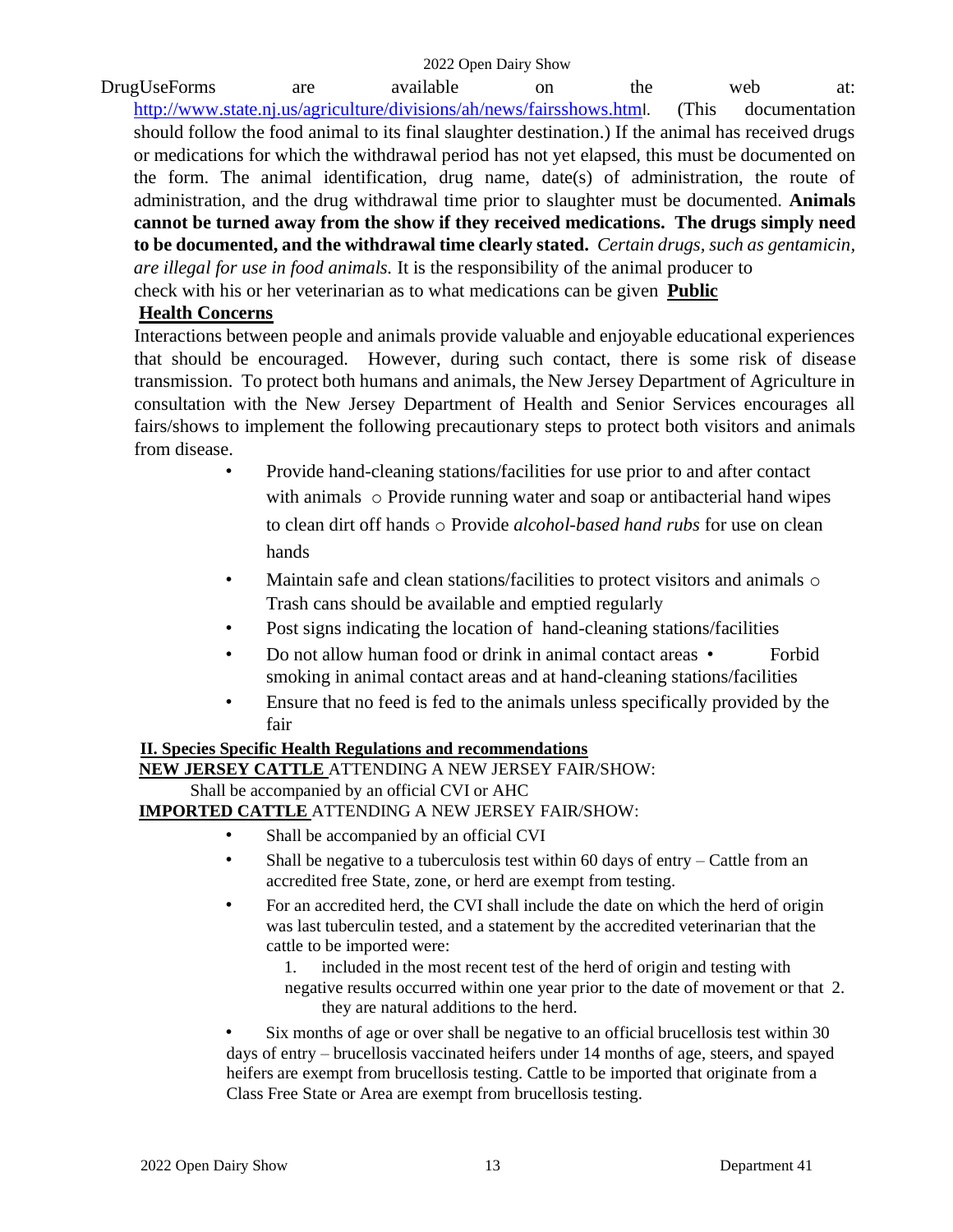DrugUseForms are available on the web at: http://www.state.nj.us/agriculture/divisions/ah/news/fairsshows.html. (This documentation should follow the food animal to its final slaughter destination.) If the animal has received drugs or medications for which the withdrawal period has not yet elapsed, this must be documented on the form. The animal identification, drug name, date(s) of administration, the route of administration, and the drug withdrawal time prior to slaughter must be documented. **Animals cannot be turned away from the show if they received medications. The drugs simply need to be documented, and the withdrawal time clearly stated.** *Certain drugs, such as gentamicin, are illegal for use in food animals.* It is the responsibility of the animal producer to check with his or her veterinarian as to what medications can be given

## Public Health Concerns

Interactions between people and animals provide valuable and enjoyable educational experiences that should be encouraged. However, during such contact, there is some risk of disease transmission. To protect both humans and animals, the New Jersey Department of Agriculture in consultation with the New Jersey Department of Health and Senior Services encourages all fairs/shows to implement the following precautionary steps to protect both visitors and animals from disease.

- Provide hand-cleaning stations/facilities for use prior to and after contact with animals
  - Provide running water and soap or antibacterial hand wipes to clean dirt off hands
  - Provide *alcohol-based hand rubs* for use on clean hands
- Maintain safe and clean stations/facilities to protect visitors and animals
  - Trash cans should be available and emptied regularly
- Post signs indicating the location of hand-cleaning stations/facilities
- Do not allow human food or drink in animal contact areas
- Forbid smoking in animal contact areas and at hand-cleaning stations/facilities
- Ensure that no feed is fed to the animals unless specifically provided by the fair

## II. Species Specific Health Regulations and recommendations

**NEW JERSEY CATTLE** ATTENDING A NEW JERSEY FAIR/SHOW:

Shall be accompanied by an official CVI or AHC

**IMPORTED CATTLE** ATTENDING A NEW JERSEY FAIR/SHOW:

- Shall be accompanied by an official CVI
- Shall be negative to a tuberculosis test within 60 days of entry – Cattle from an accredited free State, zone, or herd are exempt from testing.
- For an accredited herd, the CVI shall include the date on which the herd of origin was last tuberculin tested, and a statement by the accredited veterinarian that the cattle to be imported were:
  1. included in the most recent test of the herd of origin and testing with negative results occurred within one year prior to the date of movement or that
  2. they are natural additions to the herd.
- Six months of age or over shall be negative to an official brucellosis test within 30 days of entry – brucellosis vaccinated heifers under 14 months of age, steers, and spayed heifers are exempt from brucellosis testing. Cattle to be imported that originate from a Class Free State or Area are exempt from brucellosis testing.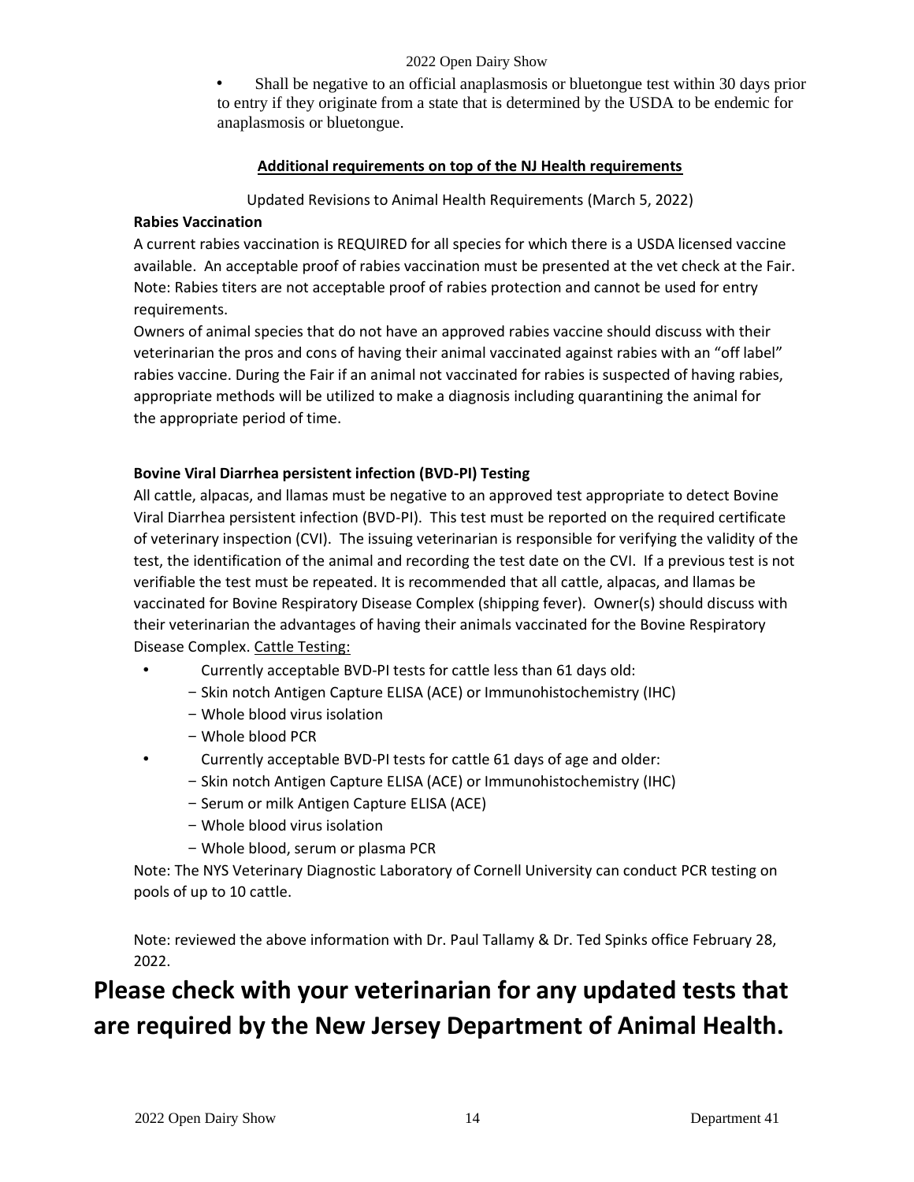- Shall be negative to an official anaplasmosis or bluetongue test within 30 days prior to entry if they originate from a state that is determined by the USDA to be endemic for anaplasmosis or bluetongue.

**Additional requirements on top of the NJ Health requirements**

Updated Revisions to Animal Health Requirements (March 5, 2022)

**Rabies Vaccination**

A current rabies vaccination is REQUIRED for all species for which there is a USDA licensed vaccine available. An acceptable proof of rabies vaccination must be presented at the vet check at the Fair. Note: Rabies titers are not acceptable proof of rabies protection and cannot be used for entry requirements.

Owners of animal species that do not have an approved rabies vaccine should discuss with their veterinarian the pros and cons of having their animal vaccinated against rabies with an "off label" rabies vaccine. During the Fair if an animal not vaccinated for rabies is suspected of having rabies, appropriate methods will be utilized to make a diagnosis including quarantining the animal for the appropriate period of time.

**Bovine Viral Diarrhea persistent infection (BVD-PI) Testing**

All cattle, alpacas, and llamas must be negative to an approved test appropriate to detect Bovine Viral Diarrhea persistent infection (BVD-PI). This test must be reported on the required certificate of veterinary inspection (CVI). The issuing veterinarian is responsible for verifying the validity of the test, the identification of the animal and recording the test date on the CVI. If a previous test is not verifiable the test must be repeated. It is recommended that all cattle, alpacas, and llamas be vaccinated for Bovine Respiratory Disease Complex (shipping fever). Owner(s) should discuss with their veterinarian the advantages of having their animals vaccinated for the Bovine Respiratory Disease Complex. Cattle Testing:

- Currently acceptable BVD-PI tests for cattle less than 61 days old:
  - Skin notch Antigen Capture ELISA (ACE) or Immunohistochemistry (IHC)
  - Whole blood virus isolation
  - Whole blood PCR
- Currently acceptable BVD-PI tests for cattle 61 days of age and older:
  - Skin notch Antigen Capture ELISA (ACE) or Immunohistochemistry (IHC)
  - Serum or milk Antigen Capture ELISA (ACE)
  - Whole blood virus isolation
  - Whole blood, serum or plasma PCR

Note: The NYS Veterinary Diagnostic Laboratory of Cornell University can conduct PCR testing on pools of up to 10 cattle.

Note: reviewed the above information with Dr. Paul Tallamy & Dr. Ted Spinks office February 28, 2022.

# Please check with your veterinarian for any updated tests that are required by the New Jersey Department of Animal Health.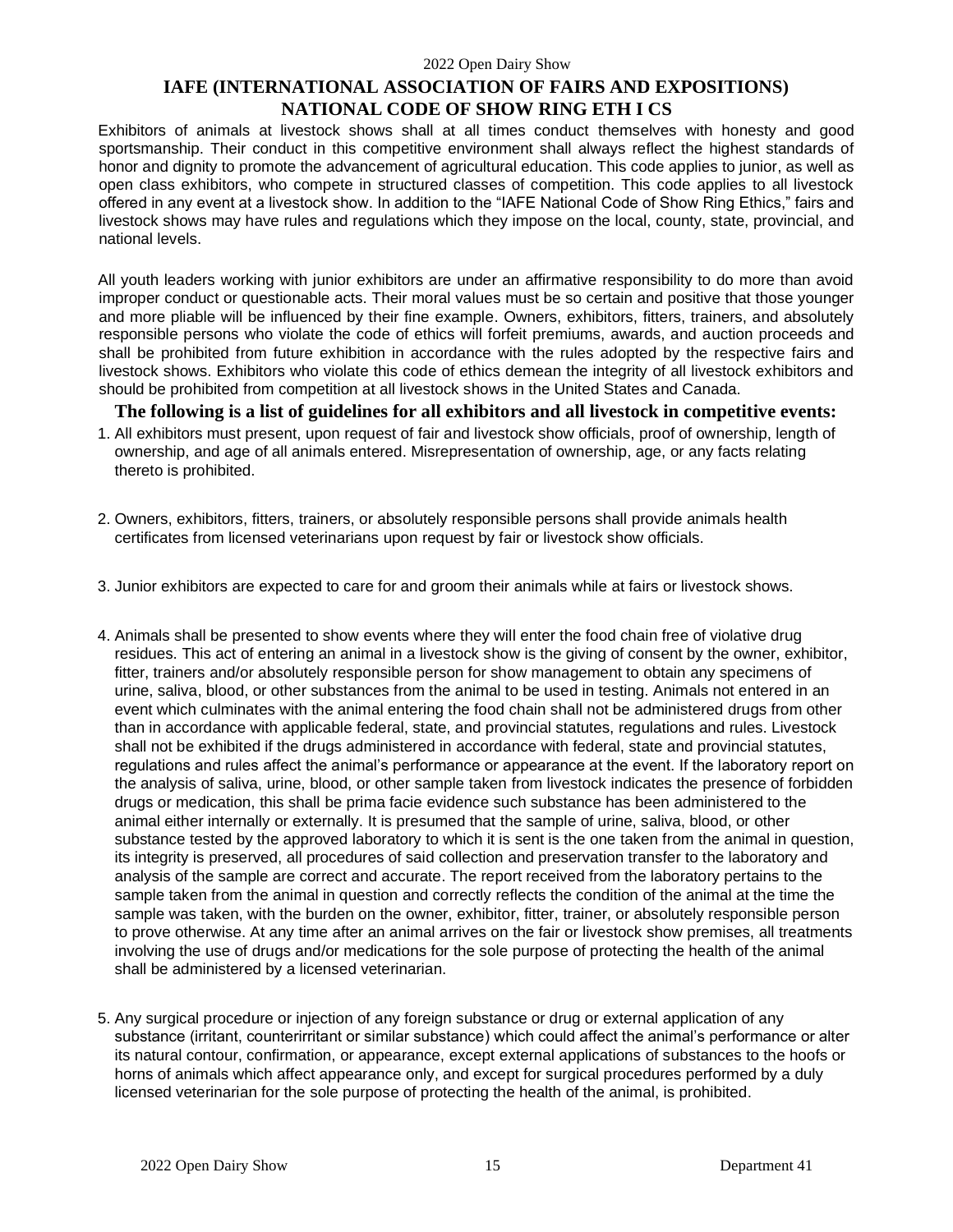## IAFE (INTERNATIONAL ASSOCIATION OF FAIRS AND EXPOSITIONS) NATIONAL CODE OF SHOW RING ETH I CS

Exhibitors of animals at livestock shows shall at all times conduct themselves with honesty and good sportsmanship. Their conduct in this competitive environment shall always reflect the highest standards of honor and dignity to promote the advancement of agricultural education. This code applies to junior, as well as open class exhibitors, who compete in structured classes of competition. This code applies to all livestock offered in any event at a livestock show. In addition to the "IAFE National Code of Show Ring Ethics," fairs and livestock shows may have rules and regulations which they impose on the local, county, state, provincial, and national levels.

All youth leaders working with junior exhibitors are under an affirmative responsibility to do more than avoid improper conduct or questionable acts. Their moral values must be so certain and positive that those younger and more pliable will be influenced by their fine example. Owners, exhibitors, fitters, trainers, and absolutely responsible persons who violate the code of ethics will forfeit premiums, awards, and auction proceeds and shall be prohibited from future exhibition in accordance with the rules adopted by the respective fairs and livestock shows. Exhibitors who violate this code of ethics demean the integrity of all livestock exhibitors and should be prohibited from competition at all livestock shows in the United States and Canada.

### The following is a list of guidelines for all exhibitors and all livestock in competitive events:

1. All exhibitors must present, upon request of fair and livestock show officials, proof of ownership, length of ownership, and age of all animals entered. Misrepresentation of ownership, age, or any facts relating thereto is prohibited.

2. Owners, exhibitors, fitters, trainers, or absolutely responsible persons shall provide animals health certificates from licensed veterinarians upon request by fair or livestock show officials.

3. Junior exhibitors are expected to care for and groom their animals while at fairs or livestock shows.

4. Animals shall be presented to show events where they will enter the food chain free of violative drug residues. This act of entering an animal in a livestock show is the giving of consent by the owner, exhibitor, fitter, trainers and/or absolutely responsible person for show management to obtain any specimens of urine, saliva, blood, or other substances from the animal to be used in testing. Animals not entered in an event which culminates with the animal entering the food chain shall not be administered drugs from other than in accordance with applicable federal, state, and provincial statutes, regulations and rules. Livestock shall not be exhibited if the drugs administered in accordance with federal, state and provincial statutes, regulations and rules affect the animal's performance or appearance at the event. If the laboratory report on the analysis of saliva, urine, blood, or other sample taken from livestock indicates the presence of forbidden drugs or medication, this shall be prima facie evidence such substance has been administered to the animal either internally or externally. It is presumed that the sample of urine, saliva, blood, or other substance tested by the approved laboratory to which it is sent is the one taken from the animal in question, its integrity is preserved, all procedures of said collection and preservation transfer to the laboratory and analysis of the sample are correct and accurate. The report received from the laboratory pertains to the sample taken from the animal in question and correctly reflects the condition of the animal at the time the sample was taken, with the burden on the owner, exhibitor, fitter, trainer, or absolutely responsible person to prove otherwise. At any time after an animal arrives on the fair or livestock show premises, all treatments involving the use of drugs and/or medications for the sole purpose of protecting the health of the animal shall be administered by a licensed veterinarian.

5. Any surgical procedure or injection of any foreign substance or drug or external application of any substance (irritant, counterirritant or similar substance) which could affect the animal's performance or alter its natural contour, confirmation, or appearance, except external applications of substances to the hoofs or horns of animals which affect appearance only, and except for surgical procedures performed by a duly licensed veterinarian for the sole purpose of protecting the health of the animal, is prohibited.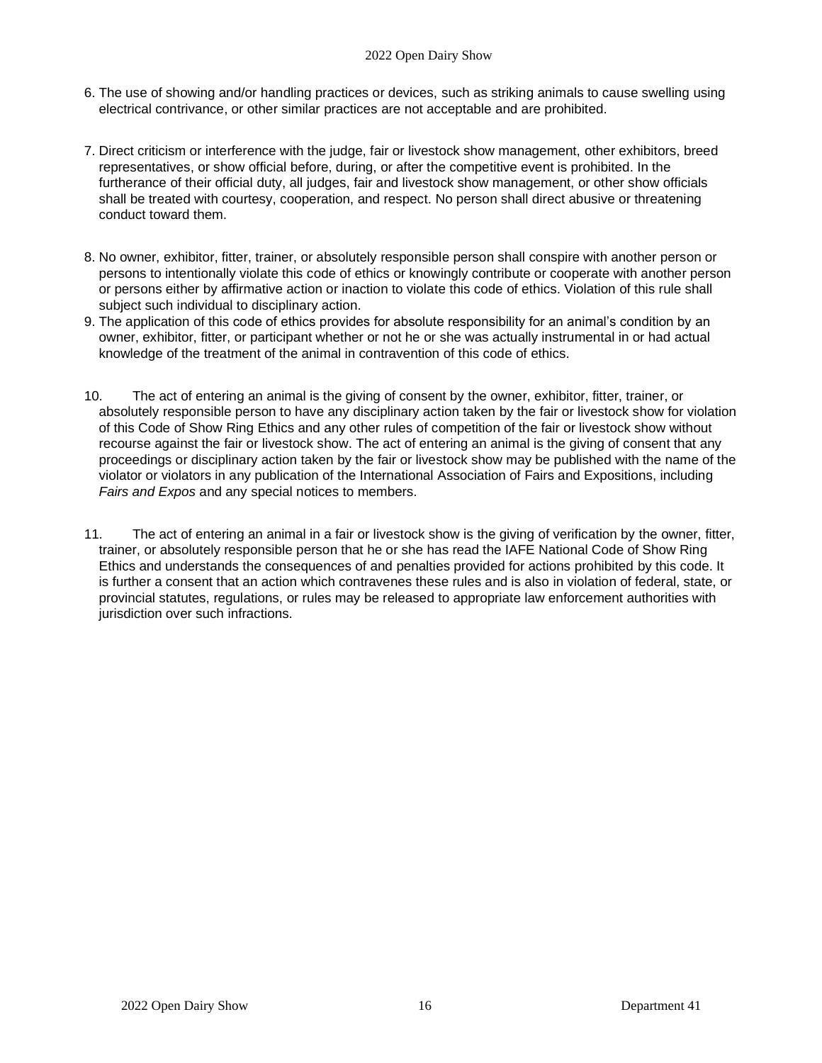6. The use of showing and/or handling practices or devices, such as striking animals to cause swelling using electrical contrivance, or other similar practices are not acceptable and are prohibited.

7. Direct criticism or interference with the judge, fair or livestock show management, other exhibitors, breed representatives, or show official before, during, or after the competitive event is prohibited. In the furtherance of their official duty, all judges, fair and livestock show management, or other show officials shall be treated with courtesy, cooperation, and respect. No person shall direct abusive or threatening conduct toward them.

8. No owner, exhibitor, fitter, trainer, or absolutely responsible person shall conspire with another person or persons to intentionally violate this code of ethics or knowingly contribute or cooperate with another person or persons either by affirmative action or inaction to violate this code of ethics. Violation of this rule shall subject such individual to disciplinary action.

9. The application of this code of ethics provides for absolute responsibility for an animal's condition by an owner, exhibitor, fitter, or participant whether or not he or she was actually instrumental in or had actual knowledge of the treatment of the animal in contravention of this code of ethics.

10. The act of entering an animal is the giving of consent by the owner, exhibitor, fitter, trainer, or absolutely responsible person to have any disciplinary action taken by the fair or livestock show for violation of this Code of Show Ring Ethics and any other rules of competition of the fair or livestock show without recourse against the fair or livestock show. The act of entering an animal is the giving of consent that any proceedings or disciplinary action taken by the fair or livestock show may be published with the name of the violator or violators in any publication of the International Association of Fairs and Expositions, including *Fairs and Expos* and any special notices to members.

11. The act of entering an animal in a fair or livestock show is the giving of verification by the owner, fitter, trainer, or absolutely responsible person that he or she has read the IAFE National Code of Show Ring Ethics and understands the consequences of and penalties provided for actions prohibited by this code. It is further a consent that an action which contravenes these rules and is also in violation of federal, state, or provincial statutes, regulations, or rules may be released to appropriate law enforcement authorities with jurisdiction over such infractions.